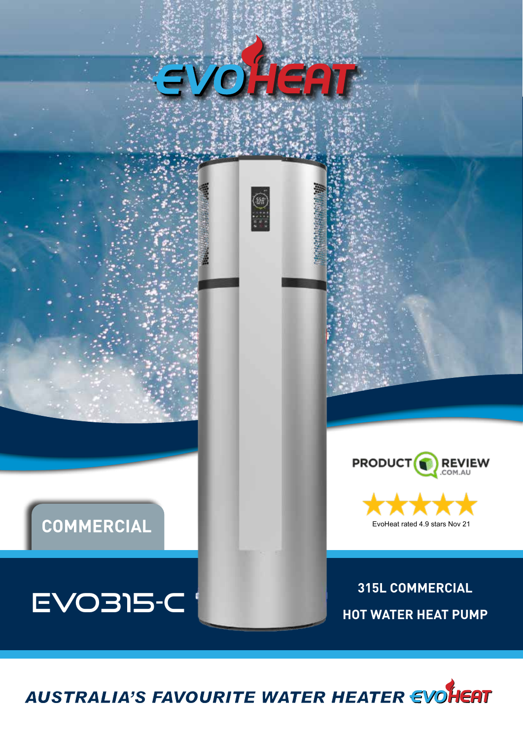# EVOHEAT

PRODUCT REVIEW .COM.AU

★★★★★

EvoHeat rated 4.9 stars Nov 21

**COMMERCIAL**

## EVO315-C

**315L COMMERCIAL**

**HOT WATER HEAT PUMP**

***AUSTRALIA'S FAVOURITE WATER HEATER*** EVOHEAT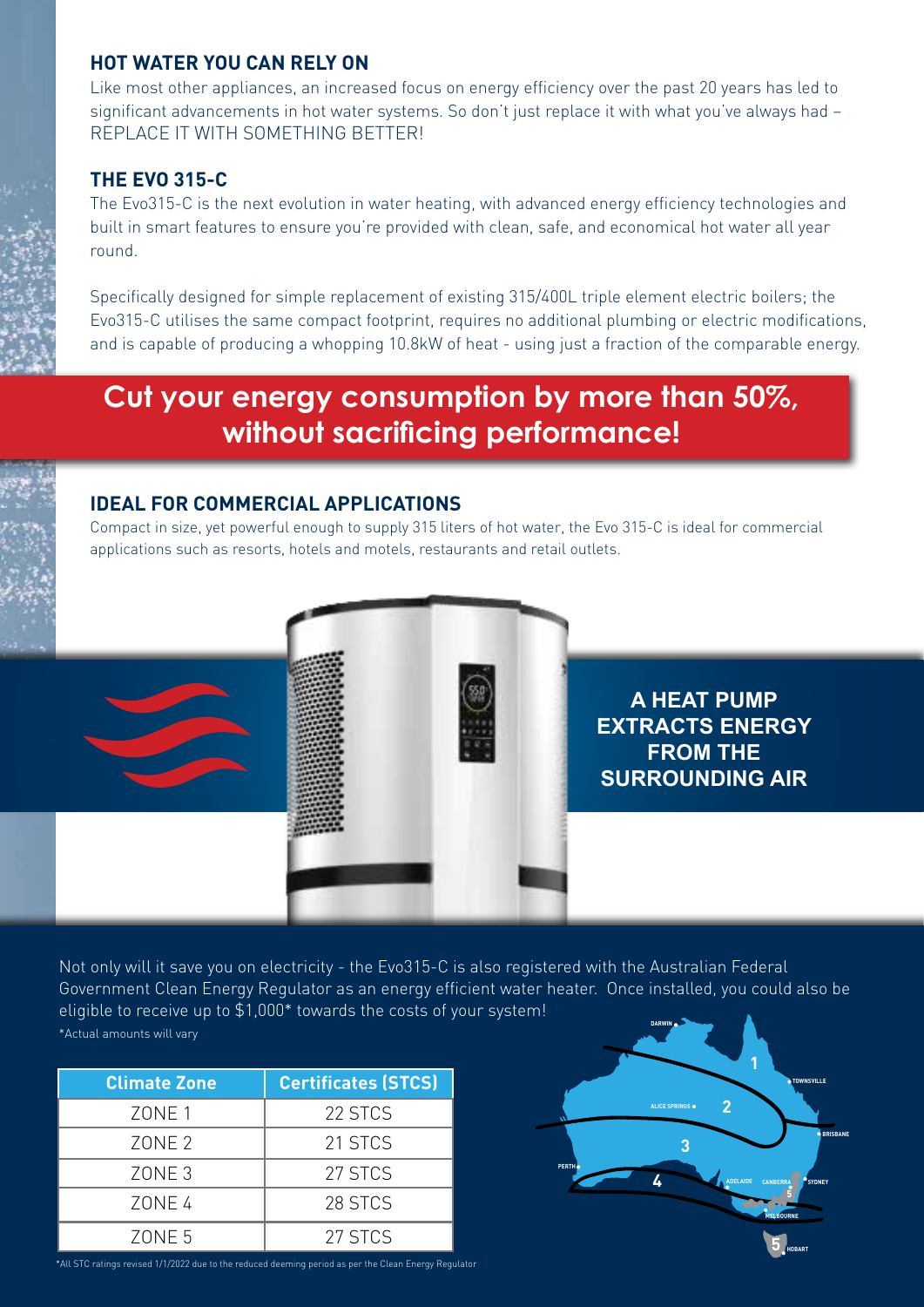## HOT WATER YOU CAN RELY ON

Like most other appliances, an increased focus on energy efficiency over the past 20 years has led to significant advancements in hot water systems. So don't just replace it with what you've always had – REPLACE IT WITH SOMETHING BETTER!

## THE EVO 315-C

The Evo315-C is the next evolution in water heating, with advanced energy efficiency technologies and built in smart features to ensure you're provided with clean, safe, and economical hot water all year round.

Specifically designed for simple replacement of existing 315/400L triple element electric boilers; the Evo315-C utilises the same compact footprint, requires no additional plumbing or electric modifications, and is capable of producing a whopping 10.8kW of heat - using just a fraction of the comparable energy.

# Cut your energy consumption by more than 50%, without sacrificing performance!

## IDEAL FOR COMMERCIAL APPLICATIONS

Compact in size, yet powerful enough to supply 315 liters of hot water, the Evo 315-C is ideal for commercial applications such as resorts, hotels and motels, restaurants and retail outlets.

**A HEAT PUMP EXTRACTS ENERGY FROM THE SURROUNDING AIR**

Not only will it save you on electricity - the Evo315-C is also registered with the Australian Federal Government Clean Energy Regulator as an energy efficient water heater. Once installed, you could also be eligible to receive up to $1,000* towards the costs of your system!

*Actual amounts will vary

| Climate Zone | Certificates (STCS) |
|---|---|
| ZONE 1 | 22 STCS |
| ZONE 2 | 21 STCS |
| ZONE 3 | 27 STCS |
| ZONE 4 | 28 STCS |
| ZONE 5 | 27 STCS |

*All STC ratings revised 1/1/2022 due to the reduced deeming period as per the Clean Energy Regulator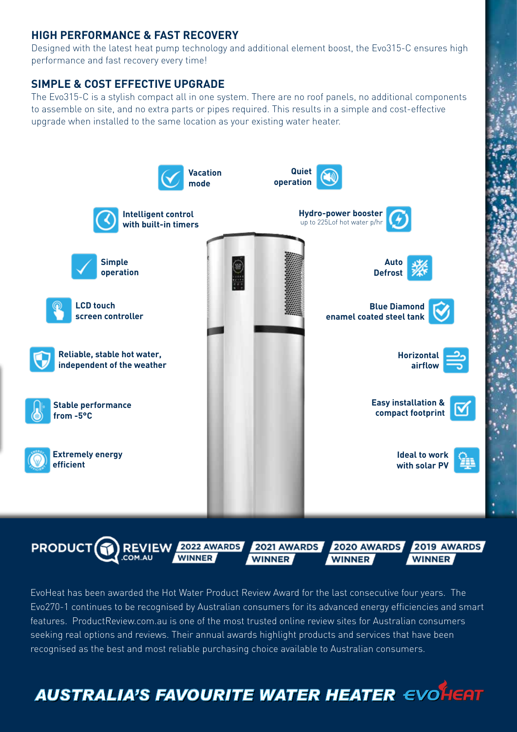## HIGH PERFORMANCE & FAST RECOVERY

Designed with the latest heat pump technology and additional element boost, the Evo315-C ensures high performance and fast recovery every time!

## SIMPLE & COST EFFECTIVE UPGRADE

The Evo315-C is a stylish compact all in one system. There are no roof panels, no additional components to assemble on site, and no extra parts or pipes required. This results in a simple and cost-effective upgrade when installed to the same location as your existing water heater.

- Vacation mode
- Quiet operation
- Intelligent control with built-in timers
- Hydro-power booster up to 225Lof hot water p/hr
- Simple operation
- Auto Defrost
- LCD touch screen controller
- Blue Diamond enamel coated steel tank
- Reliable, stable hot water, independent of the weather
- Horizontal airflow
- Stable performance from -5°C
- Easy installation & compact footprint
- Extremely energy efficient
- Ideal to work with solar PV

PRODUCT REVIEW .COM.AU — 2022 AWARDS WINNER | 2021 AWARDS WINNER | 2020 AWARDS WINNER | 2019 AWARDS WINNER

EvoHeat has been awarded the Hot Water Product Review Award for the last consecutive four years. The Evo270-1 continues to be recognised by Australian consumers for its advanced energy efficiencies and smart features. ProductReview.com.au is one of the most trusted online review sites for Australian consumers seeking real options and reviews. Their annual awards highlight products and services that have been recognised as the best and most reliable purchasing choice available to Australian consumers.

**AUSTRALIA'S FAVOURITE WATER HEATER** EVOHEAT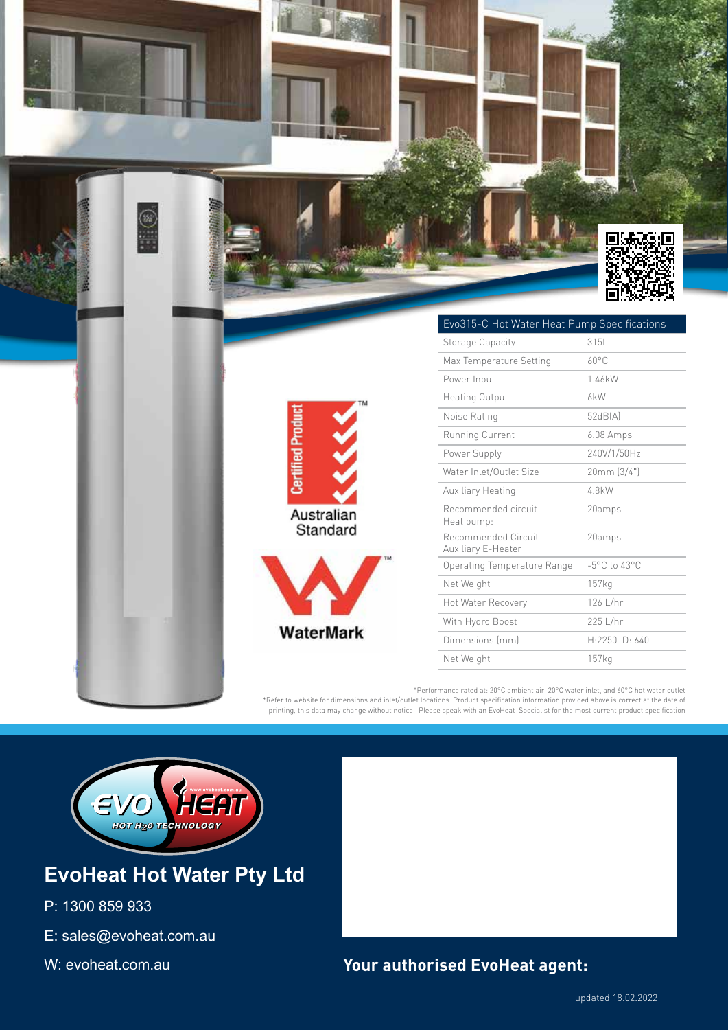| Evo315-C Hot Water Heat Pump Specifications | |
|---|---|
| Storage Capacity | 315L |
| Max Temperature Setting | 60°C |
| Power Input | 1.46kW |
| Heating Output | 6kW |
| Noise Rating | 52dB(A) |
| Running Current | 6.08 Amps |
| Power Supply | 240V/1/50Hz |
| Water Inlet/Outlet Size | 20mm (3/4") |
| Auxiliary Heating | 4.8kW |
| Recommended circuit Heat pump: | 20amps |
| Recommended Circuit Auxiliary E-Heater | 20amps |
| Operating Temperature Range | -5°C to 43°C |
| Net Weight | 157kg |
| Hot Water Recovery | 126 L/hr |
| With Hydro Boost | 225 L/hr |
| Dimensions (mm) | H:2250 D: 640 |
| Net Weight | 157kg |

*Performance rated at: 20°C ambient air, 20°C water inlet, and 60°C hot water outlet

*Refer to website for dimensions and inlet/outlet locations. Product specification information provided above is correct at the date of printing, this data may change without notice. Please speak with an EvoHeat Specialist for the most current product specification

Certified Product

Australian Standard

WaterMark

## EvoHeat Hot Water Pty Ltd

P: 1300 859 933

E: sales@evoheat.com.au

W: evoheat.com.au

**Your authorised EvoHeat agent:**

updated 18.02.2022